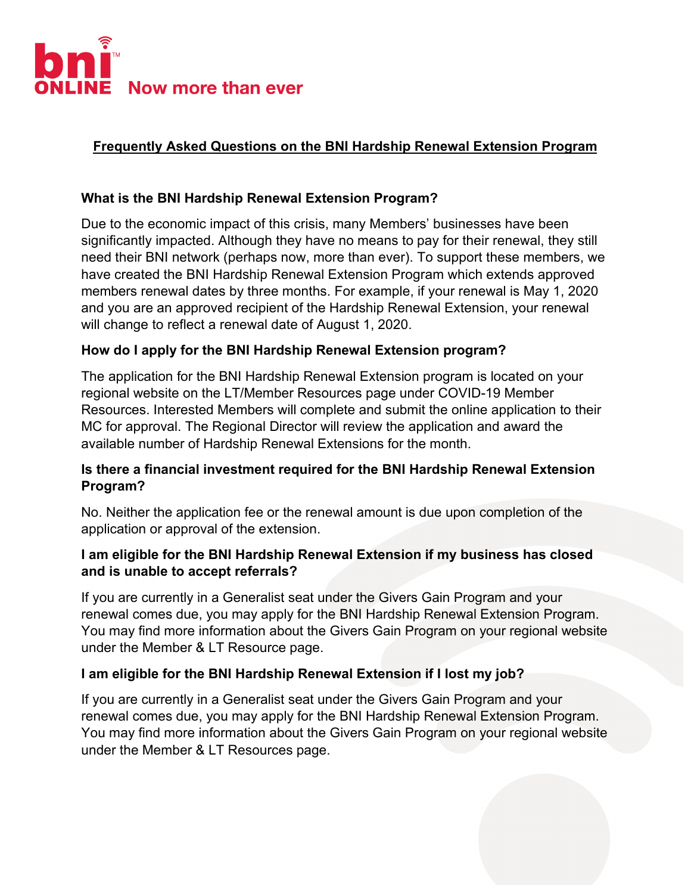bni ONLINE Now more than ever

# Frequently Asked Questions on the BNI Hardship Renewal Extension Program

**What is the BNI Hardship Renewal Extension Program?**

Due to the economic impact of this crisis, many Members' businesses have been significantly impacted. Although they have no means to pay for their renewal, they still need their BNI network (perhaps now, more than ever). To support these members, we have created the BNI Hardship Renewal Extension Program which extends approved members renewal dates by three months. For example, if your renewal is May 1, 2020 and you are an approved recipient of the Hardship Renewal Extension, your renewal will change to reflect a renewal date of August 1, 2020.

**How do I apply for the BNI Hardship Renewal Extension program?**

The application for the BNI Hardship Renewal Extension program is located on your regional website on the LT/Member Resources page under COVID-19 Member Resources. Interested Members will complete and submit the online application to their MC for approval. The Regional Director will review the application and award the available number of Hardship Renewal Extensions for the month.

**Is there a financial investment required for the BNI Hardship Renewal Extension Program?**

No. Neither the application fee or the renewal amount is due upon completion of the application or approval of the extension.

**I am eligible for the BNI Hardship Renewal Extension if my business has closed and is unable to accept referrals?**

If you are currently in a Generalist seat under the Givers Gain Program and your renewal comes due, you may apply for the BNI Hardship Renewal Extension Program. You may find more information about the Givers Gain Program on your regional website under the Member & LT Resource page.

**I am eligible for the BNI Hardship Renewal Extension if I lost my job?**

If you are currently in a Generalist seat under the Givers Gain Program and your renewal comes due, you may apply for the BNI Hardship Renewal Extension Program. You may find more information about the Givers Gain Program on your regional website under the Member & LT Resources page.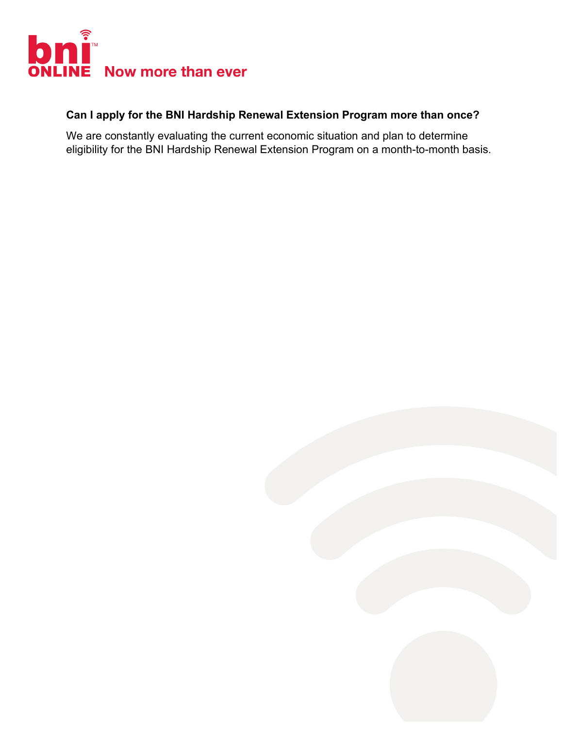**Can I apply for the BNI Hardship Renewal Extension Program more than once?**

We are constantly evaluating the current economic situation and plan to determine eligibility for the BNI Hardship Renewal Extension Program on a month-to-month basis.